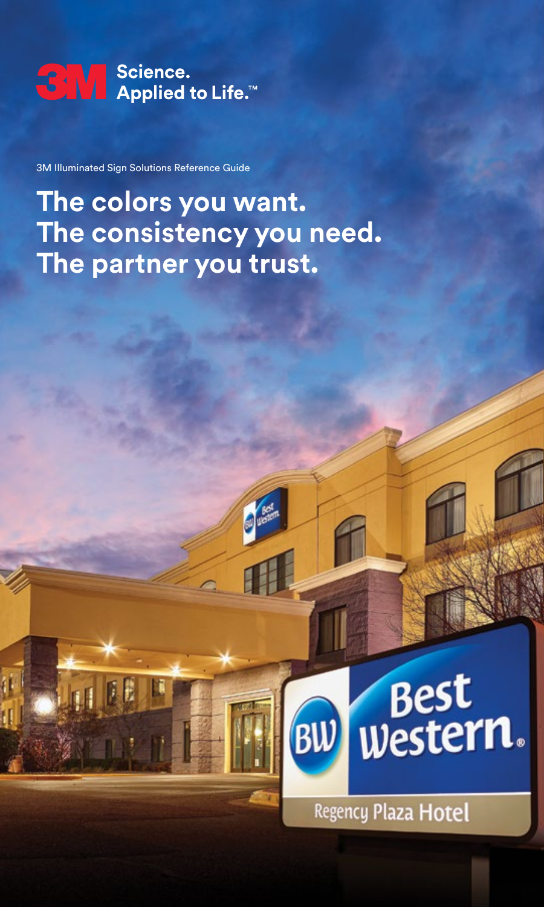3M Science. Applied to Life.™

3M Illuminated Sign Solutions Reference Guide

# The colors you want. The consistency you need. The partner you trust.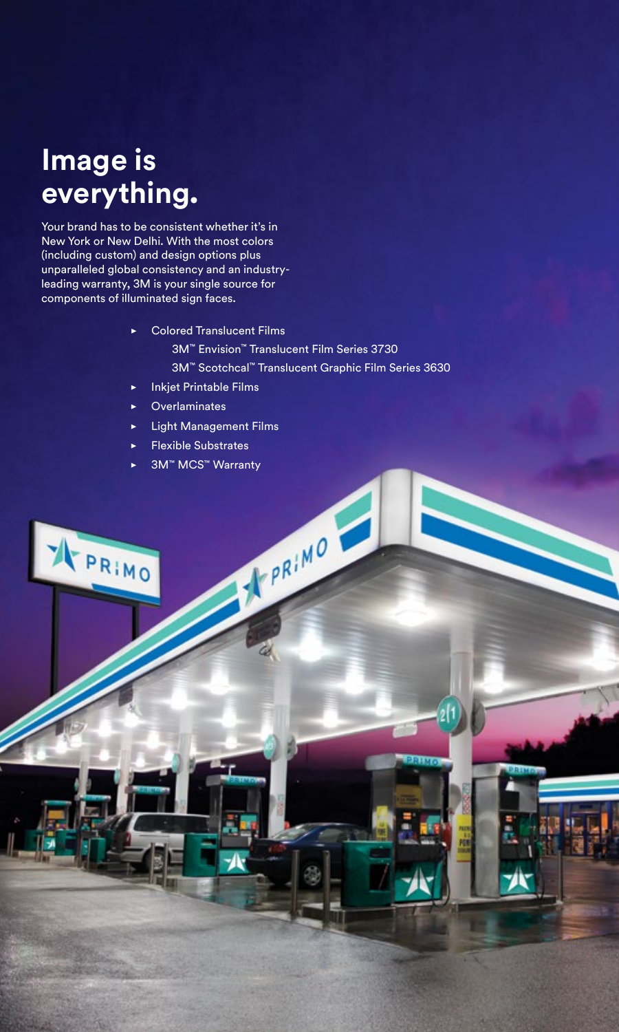# Image is everything.

Your brand has to be consistent whether it's in New York or New Delhi. With the most colors (including custom) and design options plus unparalleled global consistency and an industry-leading warranty, 3M is your single source for components of illuminated sign faces.

- Colored Translucent Films
  - 3M™ Envision™ Translucent Film Series 3730
  - 3M™ Scotchcal™ Translucent Graphic Film Series 3630
- Inkjet Printable Films
- Overlaminates
- Light Management Films
- Flexible Substrates
- 3M™ MCS™ Warranty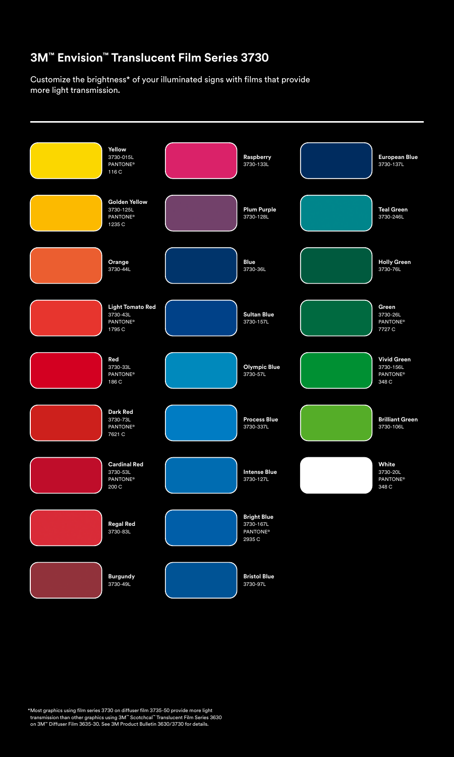# 3M™ Envision™ Translucent Film Series 3730

Customize the brightness* of your illuminated signs with films that provide more light transmission.

---

**Yellow**
3730-015L
PANTONE®
116 C

**Golden Yellow**
3730-125L
PANTONE®
1235 C

**Orange**
3730-44L

**Light Tomato Red**
3730-43L
PANTONE®
1795 C

**Red**
3730-33L
PANTONE®
186 C

**Dark Red**
3730-73L
PANTONE®
7621 C

**Cardinal Red**
3730-53L
PANTONE®
200 C

**Regal Red**
3730-83L

**Burgundy**
3730-49L

**Raspberry**
3730-133L

**Plum Purple**
3730-128L

**Blue**
3730-36L

**Sultan Blue**
3730-157L

**Olympic Blue**
3730-57L

**Process Blue**
3730-337L

**Intense Blue**
3730-127L

**Bright Blue**
3730-167L
PANTONE®
2935 C

**Bristol Blue**
3730-97L

**European Blue**
3730-137L

**Teal Green**
3730-246L

**Holly Green**
3730-76L

**Green**
3730-26L
PANTONE®
7727 C

**Vivid Green**
3730-156L
PANTONE®
348 C

**Brilliant Green**
3730-106L

**White**
3730-20L
PANTONE®
348 C

*Most graphics using film series 3730 on diffuser film 3735-50 provide more light transmission than other graphics using 3M™ Scotchcal™ Translucent Film Series 3630 on 3M™ Diffuser Film 3635-30. See 3M Product Bulletin 3630/3730 for details.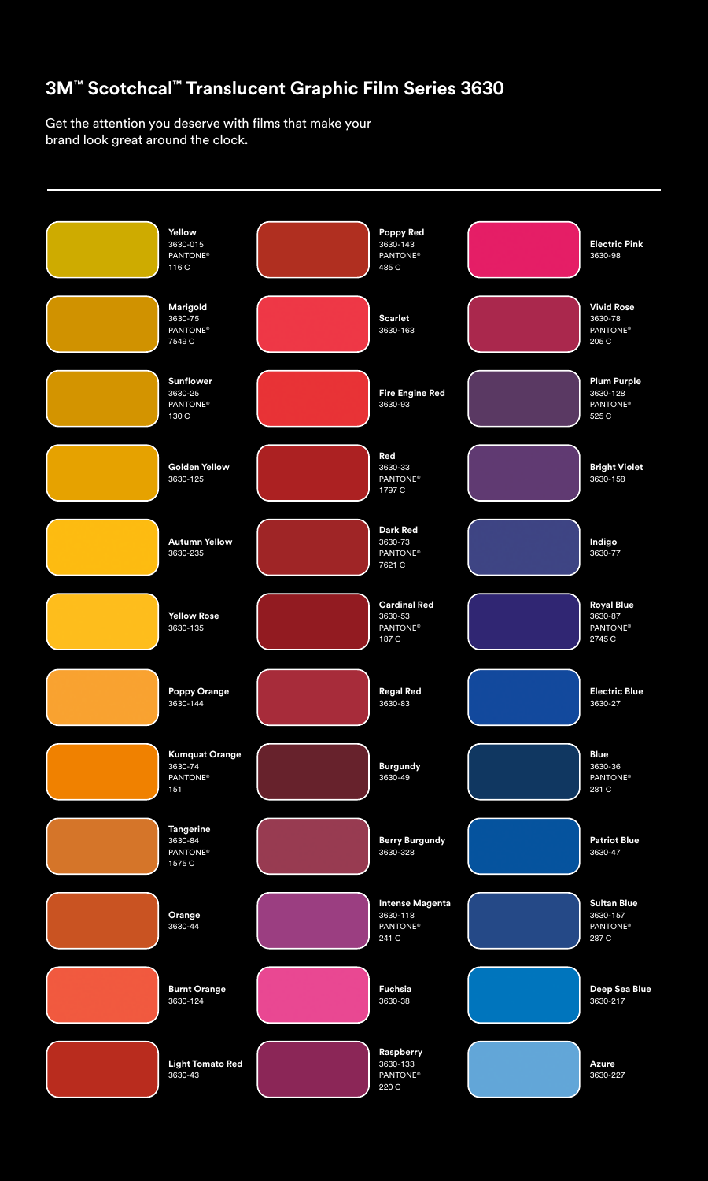# 3M™ Scotchcal™ Translucent Graphic Film Series 3630

Get the attention you deserve with films that make your brand look great around the clock.

| Color | Product Number | PANTONE® |
|---|---|---|
| Yellow | 3630-015 | 116 C |
| Marigold | 3630-75 | 7549 C |
| Sunflower | 3630-25 | 130 C |
| Golden Yellow | 3630-125 | |
| Autumn Yellow | 3630-235 | |
| Yellow Rose | 3630-135 | |
| Poppy Orange | 3630-144 | |
| Kumquat Orange | 3630-74 | 151 |
| Tangerine | 3630-84 | 1575 C |
| Orange | 3630-44 | |
| Burnt Orange | 3630-124 | |
| Light Tomato Red | 3630-43 | |
| Poppy Red | 3630-143 | 485 C |
| Scarlet | 3630-163 | |
| Fire Engine Red | 3630-93 | |
| Red | 3630-33 | 1797 C |
| Dark Red | 3630-73 | 7621 C |
| Cardinal Red | 3630-53 | 187 C |
| Regal Red | 3630-83 | |
| Burgundy | 3630-49 | |
| Berry Burgundy | 3630-328 | |
| Intense Magenta | 3630-118 | 241 C |
| Fuchsia | 3630-38 | |
| Raspberry | 3630-133 | 220 C |
| Electric Pink | 3630-98 | |
| Vivid Rose | 3630-78 | 205 C |
| Plum Purple | 3630-128 | 525 C |
| Bright Violet | 3630-158 | |
| Indigo | 3630-77 | |
| Royal Blue | 3630-87 | 2745 C |
| Electric Blue | 3630-27 | |
| Blue | 3630-36 | 281 C |
| Patriot Blue | 3630-47 | |
| Sultan Blue | 3630-157 | 287 C |
| Deep Sea Blue | 3630-217 | |
| Azure | 3630-227 | |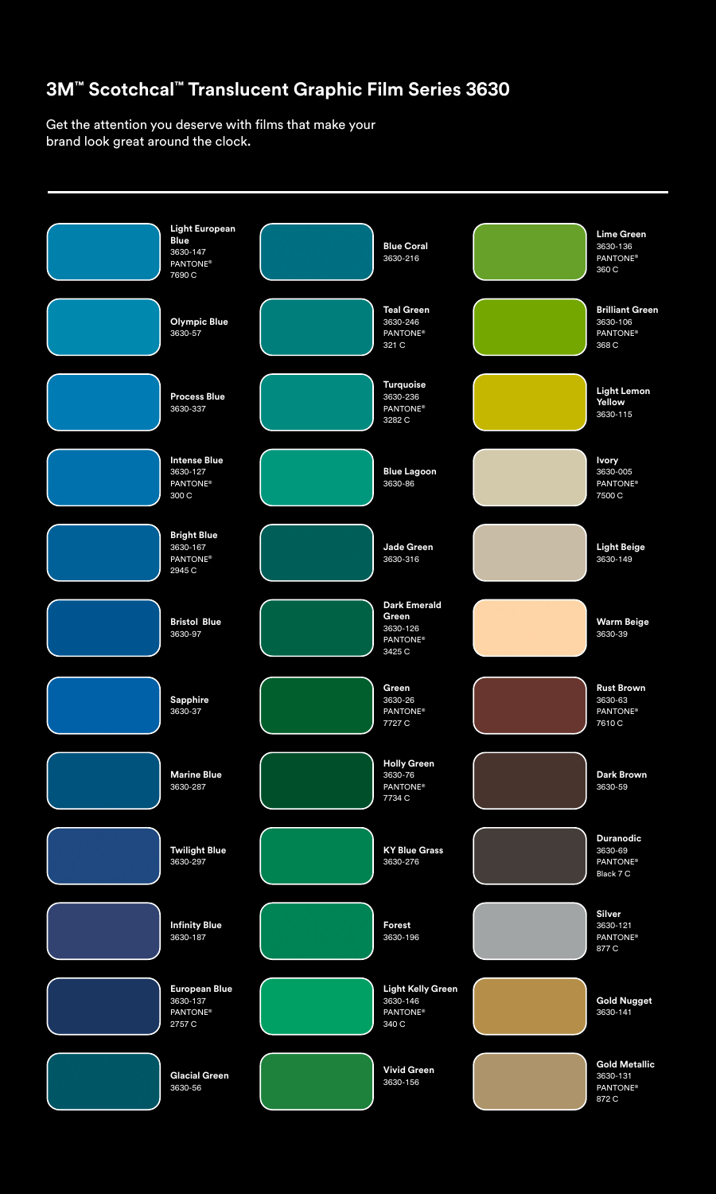# 3M™ Scotchcal™ Translucent Graphic Film Series 3630

Get the attention you deserve with films that make your brand look great around the clock.

**Light European Blue**
3630-147
PANTONE®
7690 C

**Olympic Blue**
3630-57

**Process Blue**
3630-337

**Intense Blue**
3630-127
PANTONE®
300 C

**Bright Blue**
3630-167
PANTONE®
2945 C

**Bristol Blue**
3630-97

**Sapphire**
3630-37

**Marine Blue**
3630-287

**Twilight Blue**
3630-297

**Infinity Blue**
3630-187

**European Blue**
3630-137
PANTONE®
2757 C

**Glacial Green**
3630-56

**Blue Coral**
3630-216

**Teal Green**
3630-246
PANTONE®
321 C

**Turquoise**
3630-236
PANTONE®
3282 C

**Blue Lagoon**
3630-86

**Jade Green**
3630-316

**Dark Emerald Green**
3630-126
PANTONE®
3425 C

**Green**
3630-26
PANTONE®
7727 C

**Holly Green**
3630-76
PANTONE®
7734 C

**KY Blue Grass**
3630-276

**Forest**
3630-196

**Light Kelly Green**
3630-146
PANTONE®
340 C

**Vivid Green**
3630-156

**Lime Green**
3630-136
PANTONE®
360 C

**Brilliant Green**
3630-106
PANTONE®
368 C

**Light Lemon Yellow**
3630-115

**Ivory**
3630-005
PANTONE®
7500 C

**Light Beige**
3630-149

**Warm Beige**
3630-39

**Rust Brown**
3630-63
PANTONE®
7610 C

**Dark Brown**
3630-59

**Duranodic**
3630-69
PANTONE®
Black 7 C

**Silver**
3630-121
PANTONE®
877 C

**Gold Nugget**
3630-141

**Gold Metallic**
3630-131
PANTONE®
872 C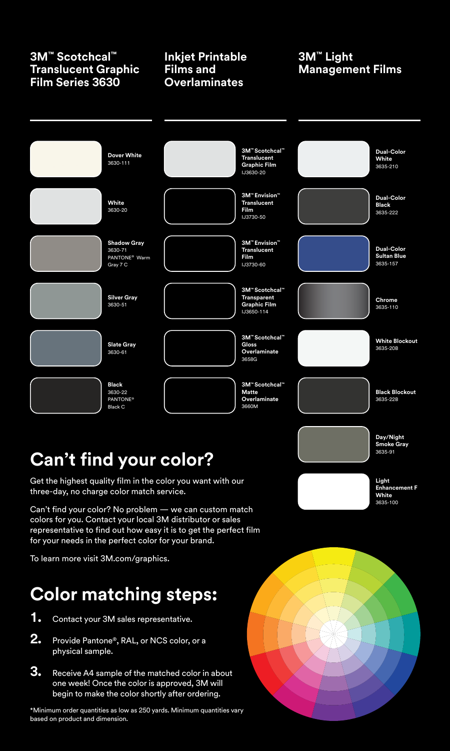## 3M™ Scotchcal™ Translucent Graphic Film Series 3630

- **Dover White** 3630-111
- **White** 3630-20
- **Shadow Gray** 3630-71 PANTONE® Warm Gray 7 C
- **Silver Gray** 3630-51
- **Slate Gray** 3630-61
- **Black** 3630-22 PANTONE® Black C

## Inkjet Printable Films and Overlaminates

- **3M™ Scotchcal™ Translucent Graphic Film** IJ3630-20
- **3M™ Envision™ Translucent Film** IJ3730-50
- **3M™ Envision™ Translucent Film** IJ3730-60
- **3M™ Scotchcal™ Transparent Graphic Film** IJ3650-114
- **3M™ Scotchcal™ Gloss Overlaminate** 3658G
- **3M™ Scotchcal™ Matte Overlaminate** 3660M

## 3M™ Light Management Films

- **Dual-Color White** 3635-210
- **Dual-Color Black** 3635-222
- **Dual-Color Sultan Blue** 3635-157
- **Chrome** 3635-110
- **White Blockout** 3635-20B
- **Black Blockout** 3635-22B
- **Day/Night Smoke Gray** 3635-91
- **Light Enhancement F White** 3635-100

# Can't find your color?

Get the highest quality film in the color you want with our three-day, no charge color match service.

Can't find your color? No problem — we can custom match colors for you. Contact your local 3M distributor or sales representative to find out how easy it is to get the perfect film for your needs in the perfect color for your brand.

To learn more visit 3M.com/graphics.

# Color matching steps:

1. Contact your 3M sales representative.
2. Provide Pantone®, RAL, or NCS color, or a physical sample.
3. Receive A4 sample of the matched color in about one week! Once the color is approved, 3M will begin to make the color shortly after ordering.

*Minimum order quantities as low as 250 yards. Minimum quantities vary based on product and dimension.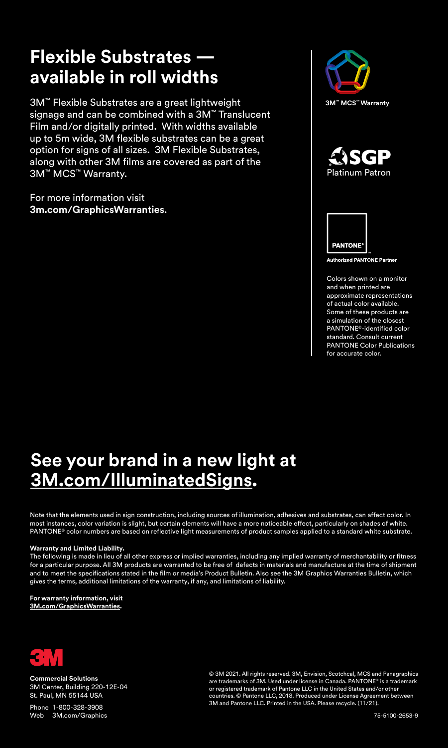## Flexible Substrates — available in roll widths

3M™ Flexible Substrates are a great lightweight signage and can be combined with a 3M™ Translucent Film and/or digitally printed. With widths available up to 5m wide, 3M flexible substrates can be a great option for signs of all sizes. 3M Flexible Substrates, along with other 3M films are covered as part of the 3M™ MCS™ Warranty.

For more information visit **3m.com/GraphicsWarranties**.

3M™ MCS™ Warranty

SGP Platinum Patron

PANTONE®

Authorized PANTONE Partner

Colors shown on a monitor and when printed are approximate representations of actual color available. Some of these products are a simulation of the closest PANTONE®-identified color standard. Consult current PANTONE Color Publications for accurate color.

## See your brand in a new light at 3M.com/IlluminatedSigns.

Note that the elements used in sign construction, including sources of illumination, adhesives and substrates, can affect color. In most instances, color variation is slight, but certain elements will have a more noticeable effect, particularly on shades of white. PANTONE® color numbers are based on reflective light measurements of product samples applied to a standard white substrate.

**Warranty and Limited Liability.**
The following is made in lieu of all other express or implied warranties, including any implied warranty of merchantability or fitness for a particular purpose. All 3M products are warranted to be free of defects in materials and manufacture at the time of shipment and to meet the specifications stated in the film or media's Product Bulletin. Also see the 3M Graphics Warranties Bulletin, which gives the terms, additional limitations of the warranty, if any, and limitations of liability.

**For warranty information, visit 3M.com/GraphicsWarranties.**

3M

**Commercial Solutions**
3M Center, Building 220-12E-04
St. Paul, MN 55144 USA

Phone 1-800-328-3908
Web 3M.com/Graphics

© 3M 2021. All rights reserved. 3M, Envision, Scotchcal, MCS and Panagraphics are trademarks of 3M. Used under license in Canada. PANTONE® is a trademark or registered trademark of Pantone LLC in the United States and/or other countries. © Pantone LLC, 2018. Produced under License Agreement between 3M and Pantone LLC. Printed in the USA. Please recycle. (11/21).

75-5100-2653-9